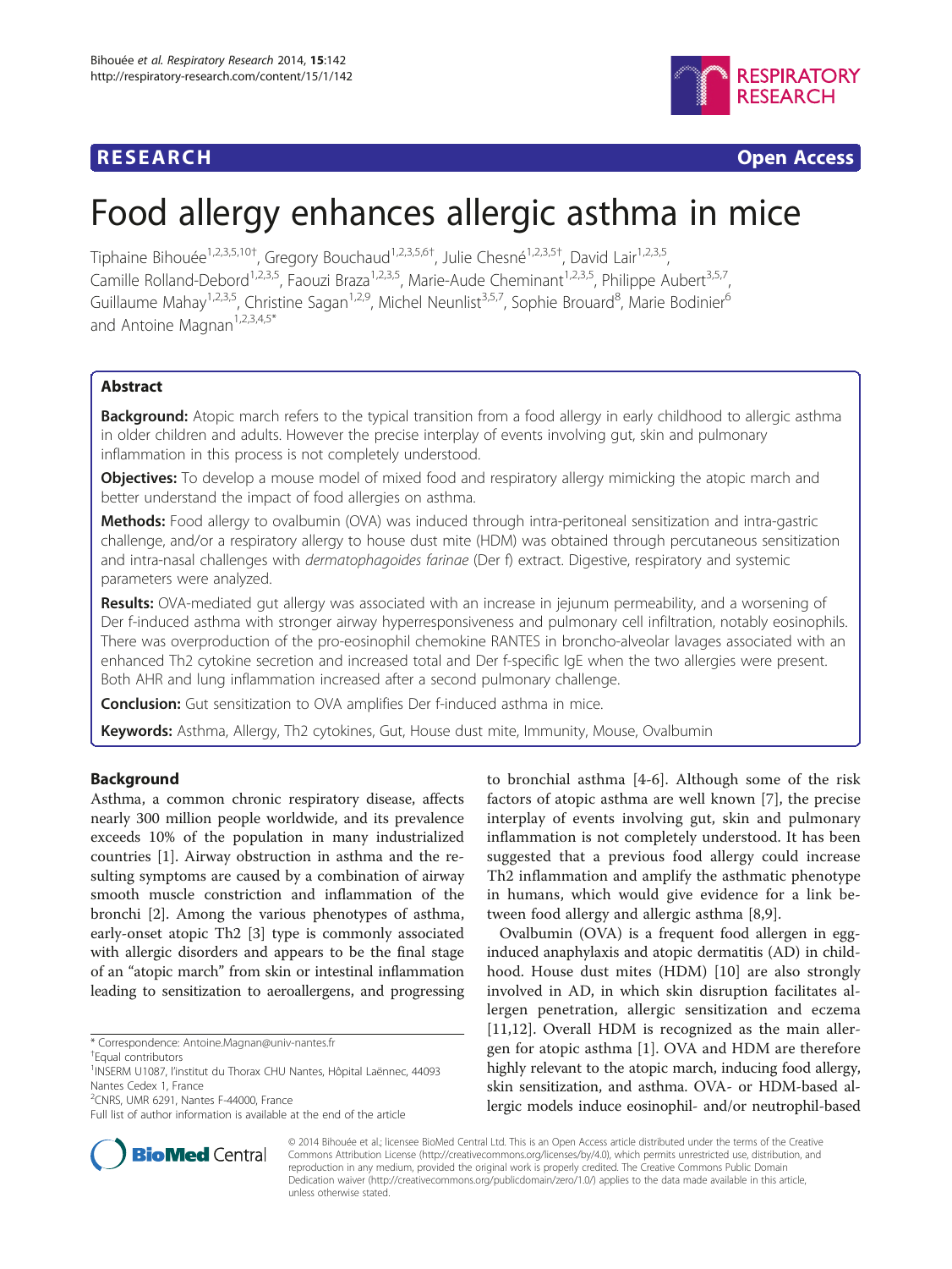RESEARCH Open Access

# Food allergy enhances allergic asthma in mice

Tiphaine Bihouée[1,2,3,5,10†], Gregory Bouchaud[1,2,3,5,6†], Julie Chesné[1,2,3,5†], David Lair[1,2,3,5], Camille Rolland-Debord[1,2,3,5], Faouzi Braza[1,2,3,5], Marie-Aude Cheminant[1,2,3,5], Philippe Aubert[3,5,7], Guillaume Mahay[1,2,3,5], Christine Sagan[1,2,9], Michel Neunlist[3,5,7], Sophie Brouard[8], Marie Bodinier[6] and Antoine Magnan[1,2,3,4,5*]

## Abstract

**Background:** Atopic march refers to the typical transition from a food allergy in early childhood to allergic asthma in older children and adults. However the precise interplay of events involving gut, skin and pulmonary inflammation in this process is not completely understood.

**Objectives:** To develop a mouse model of mixed food and respiratory allergy mimicking the atopic march and better understand the impact of food allergies on asthma.

**Methods:** Food allergy to ovalbumin (OVA) was induced through intra-peritoneal sensitization and intra-gastric challenge, and/or a respiratory allergy to house dust mite (HDM) was obtained through percutaneous sensitization and intra-nasal challenges with *dermatophagoides farinae* (Der f) extract. Digestive, respiratory and systemic parameters were analyzed.

**Results:** OVA-mediated gut allergy was associated with an increase in jejunum permeability, and a worsening of Der f-induced asthma with stronger airway hyperresponsiveness and pulmonary cell infiltration, notably eosinophils. There was overproduction of the pro-eosinophil chemokine RANTES in broncho-alveolar lavages associated with an enhanced Th2 cytokine secretion and increased total and Der f-specific IgE when the two allergies were present. Both AHR and lung inflammation increased after a second pulmonary challenge.

**Conclusion:** Gut sensitization to OVA amplifies Der f-induced asthma in mice.

**Keywords:** Asthma, Allergy, Th2 cytokines, Gut, House dust mite, Immunity, Mouse, Ovalbumin

## Background

Asthma, a common chronic respiratory disease, affects nearly 300 million people worldwide, and its prevalence exceeds 10% of the population in many industrialized countries [1]. Airway obstruction in asthma and the resulting symptoms are caused by a combination of airway smooth muscle constriction and inflammation of the bronchi [2]. Among the various phenotypes of asthma, early-onset atopic Th2 [3] type is commonly associated with allergic disorders and appears to be the final stage of an "atopic march" from skin or intestinal inflammation leading to sensitization to aeroallergens, and progressing to bronchial asthma [4-6]. Although some of the risk factors of atopic asthma are well known [7], the precise interplay of events involving gut, skin and pulmonary inflammation is not completely understood. It has been suggested that a previous food allergy could increase Th2 inflammation and amplify the asthmatic phenotype in humans, which would give evidence for a link between food allergy and allergic asthma [8,9].

Ovalbumin (OVA) is a frequent food allergen in egg-induced anaphylaxis and atopic dermatitis (AD) in childhood. House dust mites (HDM) [10] are also strongly involved in AD, in which skin disruption facilitates allergen penetration, allergic sensitization and eczema [11,12]. Overall HDM is recognized as the main allergen for atopic asthma [1]. OVA and HDM are therefore highly relevant to the atopic march, inducing food allergy, skin sensitization, and asthma. OVA- or HDM-based allergic models induce eosinophil- and/or neutrophil-based

\* Correspondence: Antoine.Magnan@univ-nantes.fr
†Equal contributors
[1]INSERM U1087, l'institut du Thorax CHU Nantes, Hôpital Laënnec, 44093 Nantes Cedex 1, France
[2]CNRS, UMR 6291, Nantes F-44000, France
Full list of author information is available at the end of the article

© 2014 Bihouée et al.; licensee BioMed Central Ltd. This is an Open Access article distributed under the terms of the Creative Commons Attribution License (http://creativecommons.org/licenses/by/4.0), which permits unrestricted use, distribution, and reproduction in any medium, provided the original work is properly credited. The Creative Commons Public Domain Dedication waiver (http://creativecommons.org/publicdomain/zero/1.0/) applies to the data made available in this article, unless otherwise stated.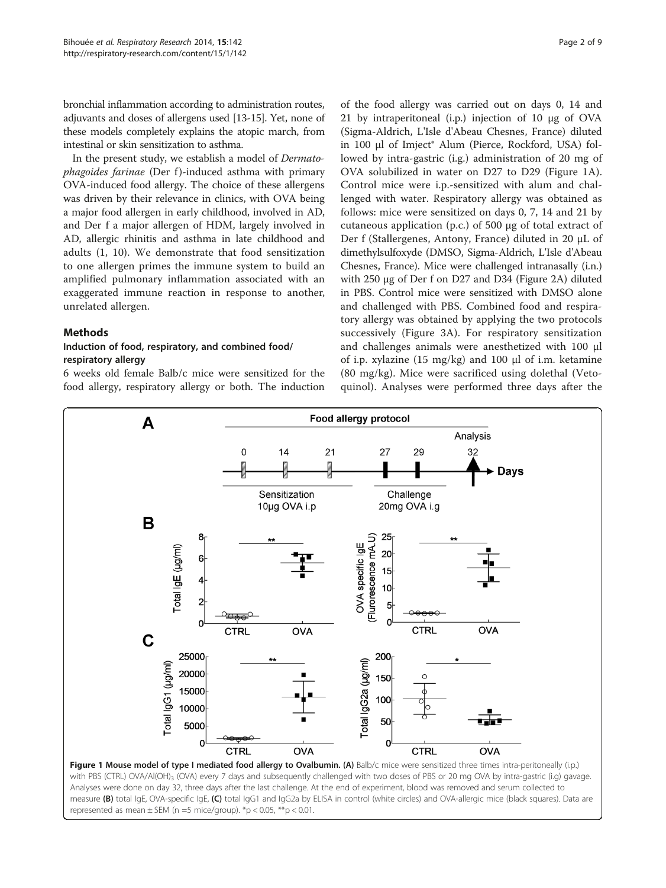bronchial inflammation according to administration routes, adjuvants and doses of allergens used [13-15]. Yet, none of these models completely explains the atopic march, from intestinal or skin sensitization to asthma.

In the present study, we establish a model of *Dermatophagoides farinae* (Der f)-induced asthma with primary OVA-induced food allergy. The choice of these allergens was driven by their relevance in clinics, with OVA being a major food allergen in early childhood, involved in AD, and Der f a major allergen of HDM, largely involved in AD, allergic rhinitis and asthma in late childhood and adults (1, 10). We demonstrate that food sensitization to one allergen primes the immune system to build an amplified pulmonary inflammation associated with an exaggerated immune reaction in response to another, unrelated allergen.

## Methods

### Induction of food, respiratory, and combined food/respiratory allergy

6 weeks old female Balb/c mice were sensitized for the food allergy, respiratory allergy or both. The induction of the food allergy was carried out on days 0, 14 and 21 by intraperitoneal (i.p.) injection of 10 μg of OVA (Sigma-Aldrich, L'Isle d'Abeau Chesnes, France) diluted in 100 μl of Imject® Alum (Pierce, Rockford, USA) followed by intra-gastric (i.g.) administration of 20 mg of OVA solubilized in water on D27 to D29 (Figure 1A). Control mice were i.p.-sensitized with alum and challenged with water. Respiratory allergy was obtained as follows: mice were sensitized on days 0, 7, 14 and 21 by cutaneous application (p.c.) of 500 μg of total extract of Der f (Stallergenes, Antony, France) diluted in 20 μL of dimethylsulfoxyde (DMSO, Sigma-Aldrich, L'Isle d'Abeau Chesnes, France). Mice were challenged intranasally (i.n.) with 250 μg of Der f on D27 and D34 (Figure 2A) diluted in PBS. Control mice were sensitized with DMSO alone and challenged with PBS. Combined food and respiratory allergy was obtained by applying the two protocols successively (Figure 3A). For respiratory sensitization and challenges animals were anesthetized with 100 μl of i.p. xylazine (15 mg/kg) and 100 μl of i.m. ketamine (80 mg/kg). Mice were sacrificed using dolethal (Vetoquinol). Analyses were performed three days after the

**Figure 1 Mouse model of type I mediated food allergy to Ovalbumin. (A)** Balb/c mice were sensitized three times intra-peritoneally (i.p.) with PBS (CTRL) OVA/Al(OH)$_3$ (OVA) every 7 days and subsequently challenged with two doses of PBS or 20 mg OVA by intra-gastric (i.g) gavage. Analyses were done on day 32, three days after the last challenge. At the end of experiment, blood was removed and serum collected to measure **(B)** total IgE, OVA-specific IgE, **(C)** total IgG1 and IgG2a by ELISA in control (white circles) and OVA-allergic mice (black squares). Data are represented as mean ± SEM (n =5 mice/group). \*p < 0.05, \*\*p < 0.01.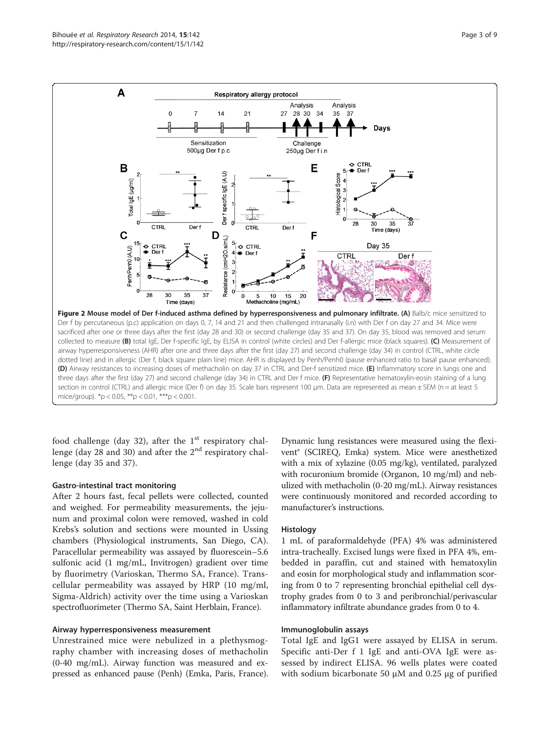**Figure 2 Mouse model of Der f-induced asthma defined by hyperresponsiveness and pulmonary infiltrate. (A)** Balb/c mice sensitized to Der f by percutaneous (p.c) application on days 0, 7, 14 and 21 and then challenged intranasally (i.n) with Der f on day 27 and 34. Mice were sacrificed after one or three days after the first (day 28 and 30) or second challenge (day 35 and 37). On day 35, blood was removed and serum collected to measure **(B)** total IgE, Der f-specific IgE, by ELISA in control (white circles) and Der f-allergic mice (black squares). **(C)** Measurement of airway hyperresponsiveness (AHR) after one and three days after the first (day 27) and second challenge (day 34) in control (CTRL, white circle dotted line) and in allergic (Der f, black square plain line) mice. AHR is displayed by Penh/Penh0 (pause enhanced ratio to basal pause enhanced). **(D)** Airway resistances to increasing doses of methacholin on day 37 in CTRL and Der-f sensitized mice. **(E)** Inflammatory score in lungs one and three days after the first (day 27) and second challenge (day 34) in CTRL and Der f mice. **(F)** Representative hematoxylin-eosin staining of a lung section in control (CTRL) and allergic mice (Der f) on day 35. Scale bars represent 100 μm. Data are represented as mean ± SEM (n = at least 5 mice/group). $*p < 0.05$, $**p < 0.01$, $***p < 0.001$.

food challenge (day 32), after the 1st respiratory challenge (day 28 and 30) and after the 2nd respiratory challenge (day 35 and 37).

### Gastro-intestinal tract monitoring

After 2 hours fast, fecal pellets were collected, counted and weighed. For permeability measurements, the jejunum and proximal colon were removed, washed in cold Krebs's solution and sections were mounted in Ussing chambers (Physiological instruments, San Diego, CA). Paracellular permeability was assayed by fluorescein–5.6 sulfonic acid (1 mg/mL, Invitrogen) gradient over time by fluorimetry (Varioskan, Thermo SA, France). Transcellular permeability was assayed by HRP (10 mg/ml, Sigma-Aldrich) activity over the time using a Varioskan spectrofluorimeter (Thermo SA, Saint Herblain, France).

### Airway hyperresponsiveness measurement

Unrestrained mice were nebulized in a plethysmography chamber with increasing doses of methacholine (0-40 mg/mL). Airway function was measured and expressed as enhanced pause (Penh) (Emka, Paris, France). Dynamic lung resistances were measured using the flexivent® (SCIREQ, Emka) system. Mice were anesthetized with a mix of xylazine (0.05 mg/kg), ventilated, paralyzed with rocuronium bromide (Organon, 10 mg/ml) and nebulized with methacholin (0-20 mg/mL). Airway resistances were continuously monitored and recorded according to manufacturer's instructions.

### Histology

1 mL of paraformaldehyde (PFA) 4% was administered intra-tracheally. Excised lungs were fixed in PFA 4%, embedded in paraffin, cut and stained with hematoxylin and eosin for morphological study and inflammation scoring from 0 to 7 representing bronchial epithelial cell dystrophy grades from 0 to 3 and peribronchial/perivascular inflammatory infiltrate abundance grades from 0 to 4.

### Immunoglobulin assays

Total IgE and IgG1 were assayed by ELISA in serum. Specific anti-Der f 1 IgE and anti-OVA IgE were assessed by indirect ELISA. 96 wells plates were coated with sodium bicarbonate 50 μM and 0.25 μg of purified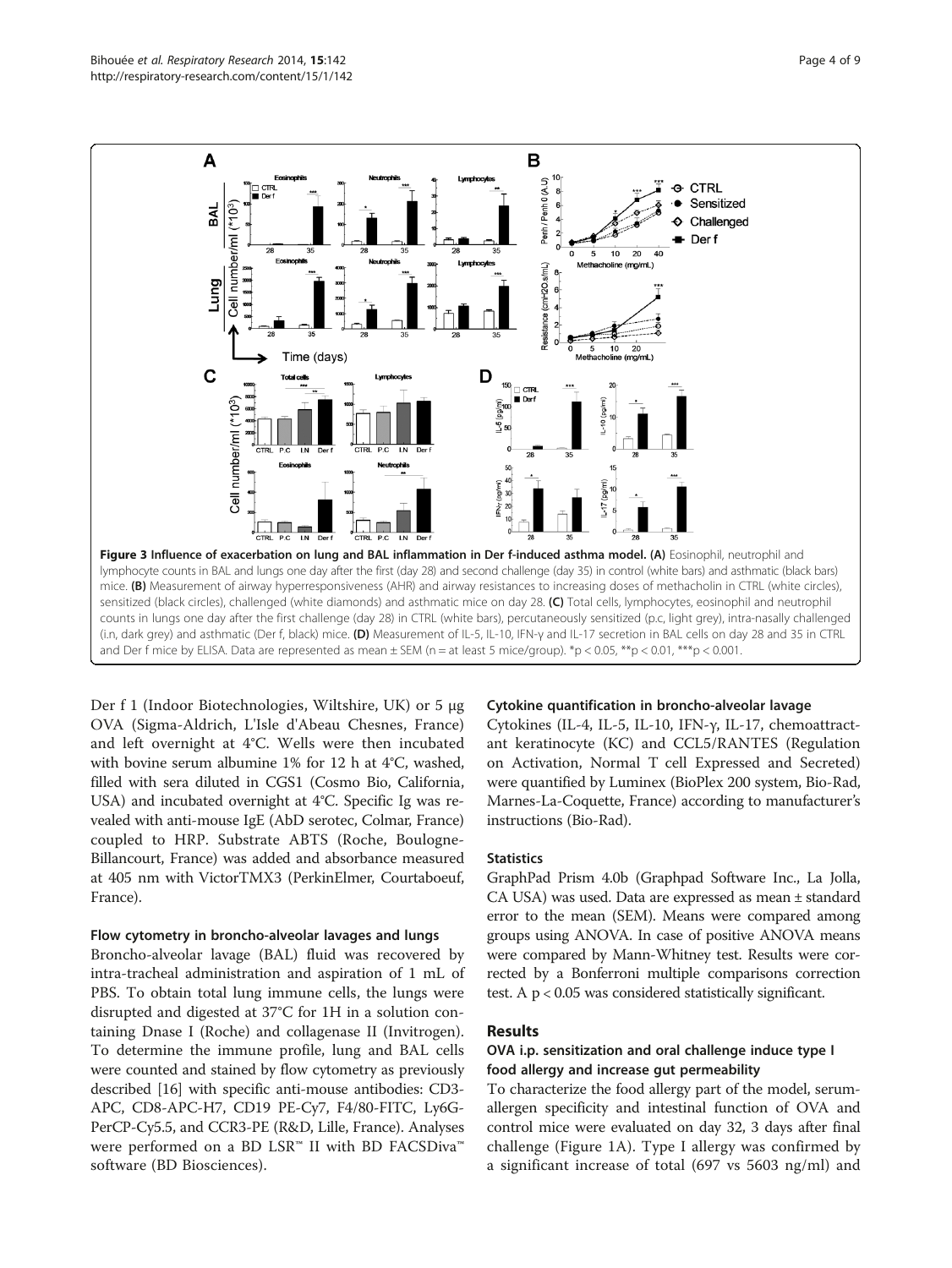**Figure 3 Influence of exacerbation on lung and BAL inflammation in Der f-induced asthma model. (A)** Eosinophil, neutrophil and lymphocyte counts in BAL and lungs one day after the first (day 28) and second challenge (day 35) in control (white bars) and asthmatic (black bars) mice. **(B)** Measurement of airway hyperresponsiveness (AHR) and airway resistances to increasing doses of methacholin in CTRL (white circles), sensitized (black circles), challenged (white diamonds) and asthmatic mice on day 28. **(C)** Total cells, lymphocytes, eosinophil and neutrophil counts in lungs one day after the first challenge (day 28) in CTRL (white bars), percutaneously sensitized (p.c, light grey), intra-nasally challenged (i.n, dark grey) and asthmatic (Der f, black) mice. **(D)** Measurement of IL-5, IL-10, IFN-γ and IL-17 secretion in BAL cells on day 28 and 35 in CTRL and Der f mice by ELISA. Data are represented as mean ± SEM (n = at least 5 mice/group). *p < 0.05, **p < 0.01, ***p < 0.001.

Der f 1 (Indoor Biotechnologies, Wiltshire, UK) or 5 μg OVA (Sigma-Aldrich, L'Isle d'Abeau Chesnes, France) and left overnight at 4°C. Wells were then incubated with bovine serum albumine 1% for 12 h at 4°C, washed, filled with sera diluted in CGS1 (Cosmo Bio, California, USA) and incubated overnight at 4°C. Specific Ig was revealed with anti-mouse IgE (AbD serotec, Colmar, France) coupled to HRP. Substrate ABTS (Roche, Boulogne-Billancourt, France) was added and absorbance measured at 405 nm with VictorTMX3 (PerkinElmer, Courtaboeuf, France).

### Flow cytometry in broncho-alveolar lavages and lungs

Broncho-alveolar lavage (BAL) fluid was recovered by intra-tracheal administration and aspiration of 1 mL of PBS. To obtain total lung immune cells, the lungs were disrupted and digested at 37°C for 1H in a solution containing Dnase I (Roche) and collagenase II (Invitrogen). To determine the immune profile, lung and BAL cells were counted and stained by flow cytometry as previously described [16] with specific anti-mouse antibodies: CD3-APC, CD8-APC-H7, CD19 PE-Cy7, F4/80-FITC, Ly6G-PerCP-Cy5.5, and CCR3-PE (R&D, Lille, France). Analyses were performed on a BD LSR™ II with BD FACSDiva™ software (BD Biosciences).

### Cytokine quantification in broncho-alveolar lavage

Cytokines (IL-4, IL-5, IL-10, IFN-γ, IL-17, chemoattractant keratinocyte (KC) and CCL5/RANTES (Regulation on Activation, Normal T cell Expressed and Secreted) were quantified by Luminex (BioPlex 200 system, Bio-Rad, Marnes-La-Coquette, France) according to manufacturer's instructions (Bio-Rad).

### Statistics

GraphPad Prism 4.0b (Graphpad Software Inc., La Jolla, CA USA) was used. Data are expressed as mean ± standard error to the mean (SEM). Means were compared among groups using ANOVA. In case of positive ANOVA means were compared by Mann-Whitney test. Results were corrected by a Bonferroni multiple comparisons correction test. A $p < 0.05$ was considered statistically significant.

## Results

### OVA i.p. sensitization and oral challenge induce type I food allergy and increase gut permeability

To characterize the food allergy part of the model, serum-allergen specificity and intestinal function of OVA and control mice were evaluated on day 32, 3 days after final challenge (Figure 1A). Type I allergy was confirmed by a significant increase of total (697 vs 5603 ng/ml) and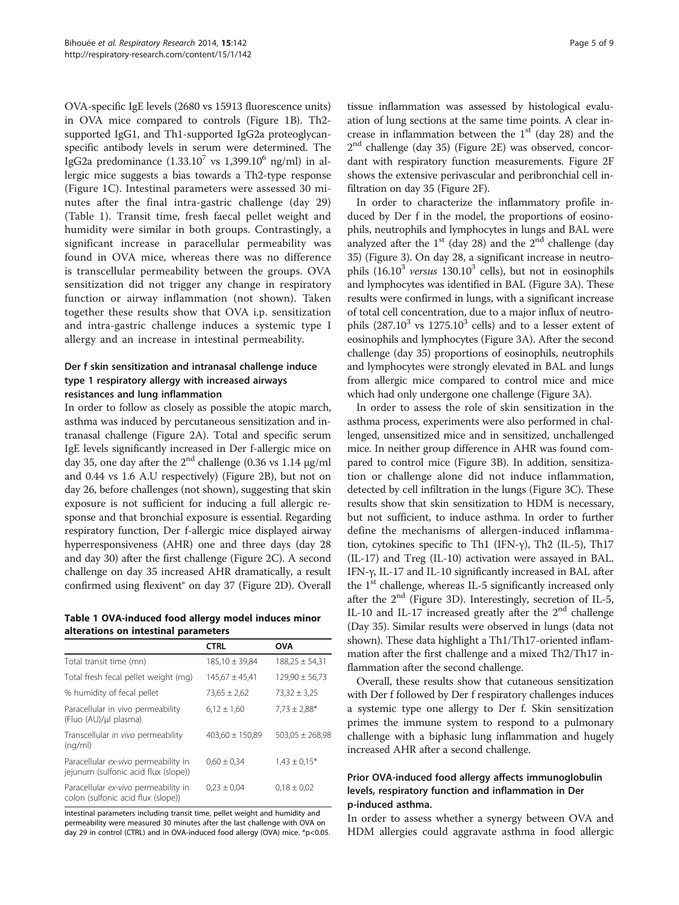OVA-specific IgE levels (2680 vs 15913 fluorescence units) in OVA mice compared to controls (Figure 1B). Th2-supported IgG1, and Th1-supported IgG2a proteoglycan-specific antibody levels in serum were determined. The IgG2a predominance ($1.33.10^7$ vs $1,399.10^6$ ng/ml) in allergic mice suggests a bias towards a Th2-type response (Figure 1C). Intestinal parameters were assessed 30 minutes after the final intra-gastric challenge (day 29) (Table 1). Transit time, fresh faecal pellet weight and humidity were similar in both groups. Contrastingly, a significant increase in paracellular permeability was found in OVA mice, whereas there was no difference is transcellular permeability between the groups. OVA sensitization did not trigger any change in respiratory function or airway inflammation (not shown). Taken together these results show that OVA i.p. sensitization and intra-gastric challenge induces a systemic type I allergy and an increase in intestinal permeability.

### Der f skin sensitization and intranasal challenge induce type 1 respiratory allergy with increased airways resistances and lung inflammation

In order to follow as closely as possible the atopic march, asthma was induced by percutaneous sensitization and intranasal challenge (Figure 2A). Total and specific serum IgE levels significantly increased in Der f-allergic mice on day 35, one day after the 2[nd] challenge (0.36 vs 1.14 μg/ml and 0.44 vs 1.6 A.U respectively) (Figure 2B), but not on day 26, before challenges (not shown), suggesting that skin exposure is not sufficient for inducing a full allergic response and that bronchial exposure is essential. Regarding respiratory function, Der f-allergic mice displayed airway hyperresponsiveness (AHR) one and three days (day 28 and day 30) after the first challenge (Figure 2C). A second challenge on day 35 increased AHR dramatically, a result confirmed using flexivent® on day 37 (Figure 2D). Overall

**Table 1 OVA-induced food allergy model induces minor alterations on intestinal parameters**

| | CTRL | OVA |
|---|---|---|
| Total transit time (mn) | 185,10 ± 39,84 | 188,25 ± 54,31 |
| Total fresh fecal pellet weight (mg) | 145,67 ± 45,41 | 129,90 ± 56,73 |
| % humidity of fecal pellet | 73,65 ± 2,62 | 73,32 ± 3,25 |
| Paracellular in vivo permeability (Fluo (AU)/μl plasma) | 6,12 ± 1,60 | 7,73 ± 2,88* |
| Transcellular *in vivo* permeability (ng/ml) | 403,60 ± 150,89 | 503,05 ± 268,98 |
| Paracellular *ex-vivo* permeability in jejunum (sulfonic acid flux (slope)) | 0,60 ± 0,34 | 1,43 ± 0,15* |
| Paracellular *ex-vivo* permeability in colon (sulfonic acid flux (slope)) | 0,23 ± 0,04 | 0,18 ± 0,02 |

Intestinal parameters including transit time, pellet weight and humidity and permeability were measured 30 minutes after the last challenge with OVA on day 29 in control (CTRL) and in OVA-induced food allergy (OVA) mice. *$p<0.05$.

tissue inflammation was assessed by histological evaluation of lung sections at the same time points. A clear increase in inflammation between the 1[st] (day 28) and the 2[nd] challenge (day 35) (Figure 2E) was observed, concordant with respiratory function measurements. Figure 2F shows the extensive perivascular and peribronchial cell infiltration on day 35 (Figure 2F).

In order to characterize the inflammatory profile induced by Der f in the model, the proportions of eosinophils, neutrophils and lymphocytes in lungs and BAL were analyzed after the 1[st] (day 28) and the 2[nd] challenge (day 35) (Figure 3). On day 28, a significant increase in neutrophils ($16.10^3$ *versus* $130.10^3$ cells), but not in eosinophils and lymphocytes was identified in BAL (Figure 3A). These results were confirmed in lungs, with a significant increase of total cell concentration, due to a major influx of neutrophils ($287.10^3$ vs $1275.10^3$ cells) and to a lesser extent of eosinophils and lymphocytes (Figure 3A). After the second challenge (day 35) proportions of eosinophils, neutrophils and lymphocytes were strongly elevated in BAL and lungs from allergic mice compared to control mice and mice which had only undergone one challenge (Figure 3A).

In order to assess the role of skin sensitization in the asthma process, experiments were also performed in challenged, unsensitized mice and in sensitized, unchallenged mice. In neither group difference in AHR was found compared to control mice (Figure 3B). In addition, sensitization or challenge alone did not induce inflammation, detected by cell infiltration in the lungs (Figure 3C). These results show that skin sensitization to HDM is necessary, but not sufficient, to induce asthma. In order to further define the mechanisms of allergen-induced inflammation, cytokines specific to Th1 (IFN-γ), Th2 (IL-5), Th17 (IL-17) and Treg (IL-10) activation were assayed in BAL. IFN-γ, IL-17 and IL-10 significantly increased in BAL after the 1[st] challenge, whereas IL-5 significantly increased only after the 2[nd] (Figure 3D). Interestingly, secretion of IL-5, IL-10 and IL-17 increased greatly after the 2[nd] challenge (Day 35). Similar results were observed in lungs (data not shown). These data highlight a Th1/Th17-oriented inflammation after the first challenge and a mixed Th2/Th17 inflammation after the second challenge.

Overall, these results show that cutaneous sensitization with Der f followed by Der f respiratory challenges induces a systemic type one allergy to Der f. Skin sensitization primes the immune system to respond to a pulmonary challenge with a biphasic lung inflammation and hugely increased AHR after a second challenge.

### Prior OVA-induced food allergy affects immunoglobulin levels, respiratory function and inflammation in Der p-induced asthma.

In order to assess whether a synergy between OVA and HDM allergies could aggravate asthma in food allergic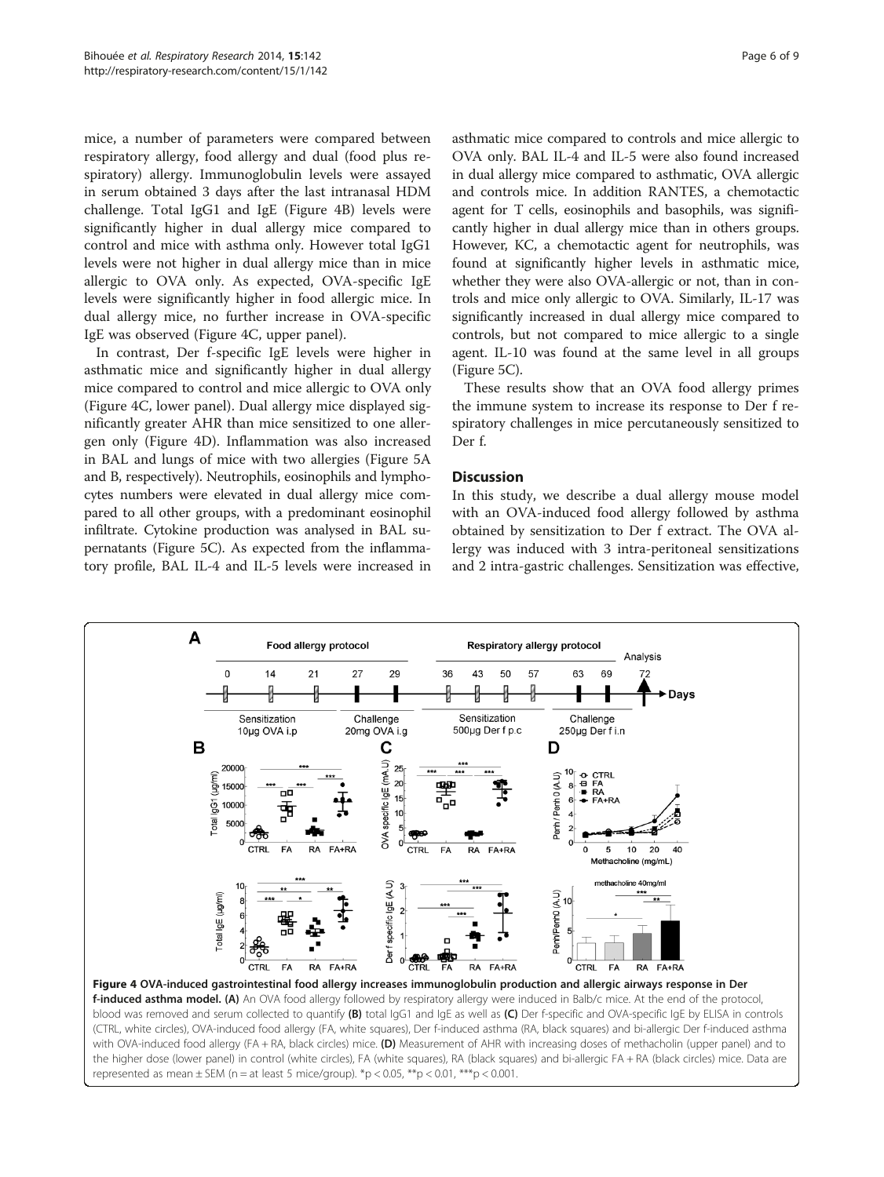mice, a number of parameters were compared between respiratory allergy, food allergy and dual (food plus respiratory) allergy. Immunoglobulin levels were assayed in serum obtained 3 days after the last intranasal HDM challenge. Total IgG1 and IgE (Figure 4B) levels were significantly higher in dual allergy mice compared to control and mice with asthma only. However total IgG1 levels were not higher in dual allergy mice than in mice allergic to OVA only. As expected, OVA-specific IgE levels were significantly higher in food allergic mice. In dual allergy mice, no further increase in OVA-specific IgE was observed (Figure 4C, upper panel).

In contrast, Der f-specific IgE levels were higher in asthmatic mice and significantly higher in dual allergy mice compared to control and mice allergic to OVA only (Figure 4C, lower panel). Dual allergy mice displayed significantly greater AHR than mice sensitized to one allergen only (Figure 4D). Inflammation was also increased in BAL and lungs of mice with two allergies (Figure 5A and B, respectively). Neutrophils, eosinophils and lymphocytes numbers were elevated in dual allergy mice compared to all other groups, with a predominant eosinophil infiltrate. Cytokine production was analysed in BAL supernatants (Figure 5C). As expected from the inflammatory profile, BAL IL-4 and IL-5 levels were increased in asthmatic mice compared to controls and mice allergic to OVA only. BAL IL-4 and IL-5 were also found increased in dual allergy mice compared to asthmatic, OVA allergic and controls mice. In addition RANTES, a chemotactic agent for T cells, eosinophils and basophils, was significantly higher in dual allergy mice than in others groups. However, KC, a chemotactic agent for neutrophils, was found at significantly higher levels in asthmatic mice, whether they were also OVA-allergic or not, than in controls and mice only allergic to OVA. Similarly, IL-17 was significantly increased in dual allergy mice compared to controls, but not compared to mice allergic to a single agent. IL-10 was found at the same level in all groups (Figure 5C).

These results show that an OVA food allergy primes the immune system to increase its response to Der f respiratory challenges in mice percutaneously sensitized to Der f.

## Discussion

In this study, we describe a dual allergy mouse model with an OVA-induced food allergy followed by asthma obtained by sensitization to Der f extract. The OVA allergy was induced with 3 intra-peritoneal sensitizations and 2 intra-gastric challenges. Sensitization was effective,

**Figure 4 OVA-induced gastrointestinal food allergy increases immunoglobulin production and allergic airways response in Der f-induced asthma model.** **(A)** An OVA food allergy followed by respiratory allergy were induced in Balb/c mice. At the end of the protocol, blood was removed and serum collected to quantify **(B)** total IgG1 and IgE as well as **(C)** Der f-specific and OVA-specific IgE by ELISA in controls (CTRL, white circles), OVA-induced food allergy (FA, white squares), Der f-induced asthma (RA, black squares) and bi-allergic Der f-induced asthma with OVA-induced food allergy (FA + RA, black circles) mice. **(D)** Measurement of AHR with increasing doses of methacholin (upper panel) and to the higher dose (lower panel) in control (white circles), FA (white squares), RA (black squares) and bi-allergic FA + RA (black circles) mice. Data are represented as mean ± SEM (n = at least 5 mice/group). *$p < 0.05$, **$p < 0.01$, ***$p < 0.001$.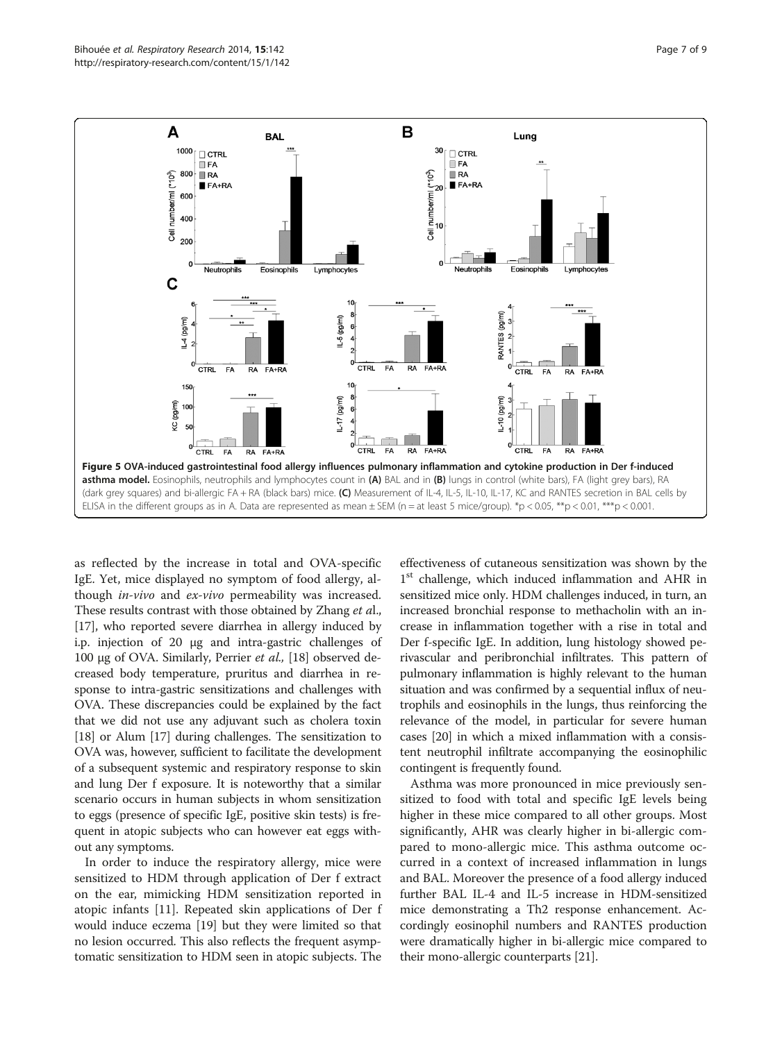**Figure 5 OVA-induced gastrointestinal food allergy influences pulmonary inflammation and cytokine production in Der f-induced asthma model.** Eosinophils, neutrophils and lymphocytes count in **(A)** BAL and in **(B)** lungs in control (white bars), FA (light grey bars), RA (dark grey squares) and bi-allergic FA + RA (black bars) mice. **(C)** Measurement of IL-4, IL-5, IL-10, IL-17, KC and RANTES secretion in BAL cells by ELISA in the different groups as in A. Data are represented as mean ± SEM (n = at least 5 mice/group). $^*p < 0.05$, $^{**}p < 0.01$, $^{***}p < 0.001$.

as reflected by the increase in total and OVA-specific IgE. Yet, mice displayed no symptom of food allergy, although *in-vivo* and *ex-vivo* permeability was increased. These results contrast with those obtained by Zhang *et al*., [17], who reported severe diarrhea in allergy induced by i.p. injection of 20 μg and intra-gastric challenges of 100 μg of OVA. Similarly, Perrier *et al.,* [18] observed decreased body temperature, pruritus and diarrhea in response to intra-gastric sensitizations and challenges with OVA. These discrepancies could be explained by the fact that we did not use any adjuvant such as cholera toxin [18] or Alum [17] during challenges. The sensitization to OVA was, however, sufficient to facilitate the development of a subsequent systemic and respiratory response to skin and lung Der f exposure. It is noteworthy that a similar scenario occurs in human subjects in whom sensitization to eggs (presence of specific IgE, positive skin tests) is frequent in atopic subjects who can however eat eggs without any symptoms.

In order to induce the respiratory allergy, mice were sensitized to HDM through application of Der f extract on the ear, mimicking HDM sensitization reported in atopic infants [11]. Repeated skin applications of Der f would induce eczema [19] but they were limited so that no lesion occurred. This also reflects the frequent asymptomatic sensitization to HDM seen in atopic subjects. The effectiveness of cutaneous sensitization was shown by the 1st challenge, which induced inflammation and AHR in sensitized mice only. HDM challenges induced, in turn, an increased bronchial response to methacholin with an increase in inflammation together with a rise in total and Der f-specific IgE. In addition, lung histology showed perivascular and peribronchial infiltrates. This pattern of pulmonary inflammation is highly relevant to the human situation and was confirmed by a sequential influx of neutrophils and eosinophils in the lungs, thus reinforcing the relevance of the model, in particular for severe human cases [20] in which a mixed inflammation with a consistent neutrophil infiltrate accompanying the eosinophilic contingent is frequently found.

Asthma was more pronounced in mice previously sensitized to food with total and specific IgE levels being higher in these mice compared to all other groups. Most significantly, AHR was clearly higher in bi-allergic compared to mono-allergic mice. This asthma outcome occurred in a context of increased inflammation in lungs and BAL. Moreover the presence of a food allergy induced further BAL IL-4 and IL-5 increase in HDM-sensitized mice demonstrating a Th2 response enhancement. Accordingly eosinophil numbers and RANTES production were dramatically higher in bi-allergic mice compared to their mono-allergic counterparts [21].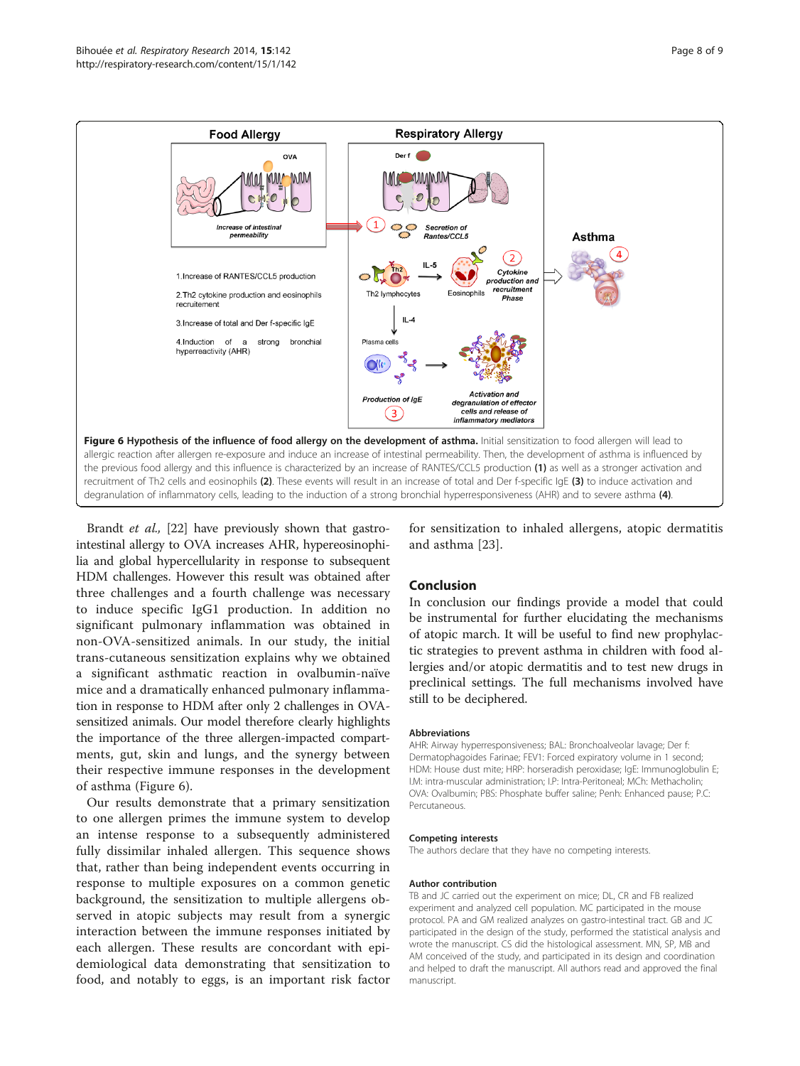**Figure 6 Hypothesis of the influence of food allergy on the development of asthma.** Initial sensitization to food allergen will lead to allergic reaction after allergen re-exposure and induce an increase of intestinal permeability. Then, the development of asthma is influenced by the previous food allergy and this influence is characterized by an increase of RANTES/CCL5 production **(1)** as well as a stronger activation and recruitment of Th2 cells and eosinophils **(2)**. These events will result in an increase of total and Der f-specific IgE **(3)** to induce activation and degranulation of inflammatory cells, leading to the induction of a strong bronchial hyperresponsiveness (AHR) and to severe asthma **(4)**.

Brandt *et al.*, [22] have previously shown that gastrointestinal allergy to OVA increases AHR, hypereosinophilia and global hypercellularity in response to subsequent HDM challenges. However this result was obtained after three challenges and a fourth challenge was necessary to induce specific IgG1 production. In addition no significant pulmonary inflammation was obtained in non-OVA-sensitized animals. In our study, the initial trans-cutaneous sensitization explains why we obtained a significant asthmatic reaction in ovalbumin-naïve mice and a dramatically enhanced pulmonary inflammation in response to HDM after only 2 challenges in OVA-sensitized animals. Our model therefore clearly highlights the importance of the three allergen-impacted compartments, gut, skin and lungs, and the synergy between their respective immune responses in the development of asthma (Figure 6).

Our results demonstrate that a primary sensitization to one allergen primes the immune system to develop an intense response to a subsequently administered fully dissimilar inhaled allergen. This sequence shows that, rather than being independent events occurring in response to multiple exposures on a common genetic background, the sensitization to multiple allergens observed in atopic subjects may result from a synergic interaction between the immune responses initiated by each allergen. These results are concordant with epidemiological data demonstrating that sensitization to food, and notably to eggs, is an important risk factor for sensitization to inhaled allergens, atopic dermatitis and asthma [23].

## Conclusion

In conclusion our findings provide a model that could be instrumental for further elucidating the mechanisms of atopic march. It will be useful to find new prophylactic strategies to prevent asthma in children with food allergies and/or atopic dermatitis and to test new drugs in preclinical settings. The full mechanisms involved have still to be deciphered.

### Abbreviations

AHR: Airway hyperresponsiveness; BAL: Bronchoalveolar lavage; Der f: Dermatophagoides Farinae; FEV1: Forced expiratory volume in 1 second; HDM: House dust mite; HRP: horseradish peroxidase; IgE: Immunoglobulin E; I.M: intra-muscular administration; I.P: Intra-Peritoneal; MCh: Methacholin; OVA: Ovalbumin; PBS: Phosphate buffer saline; Penh: Enhanced pause; P.C: Percutaneous.

### Competing interests

The authors declare that they have no competing interests.

### Author contribution

TB and JC carried out the experiment on mice; DL, CR and FB realized experiment and analyzed cell population. MC participated in the mouse protocol. PA and GM realized analyzes on gastro-intestinal tract. GB and JC participated in the design of the study, performed the statistical analysis and wrote the manuscript. CS did the histological assessment. MN, SP, MB and AM conceived of the study, and participated in its design and coordination and helped to draft the manuscript. All authors read and approved the final manuscript.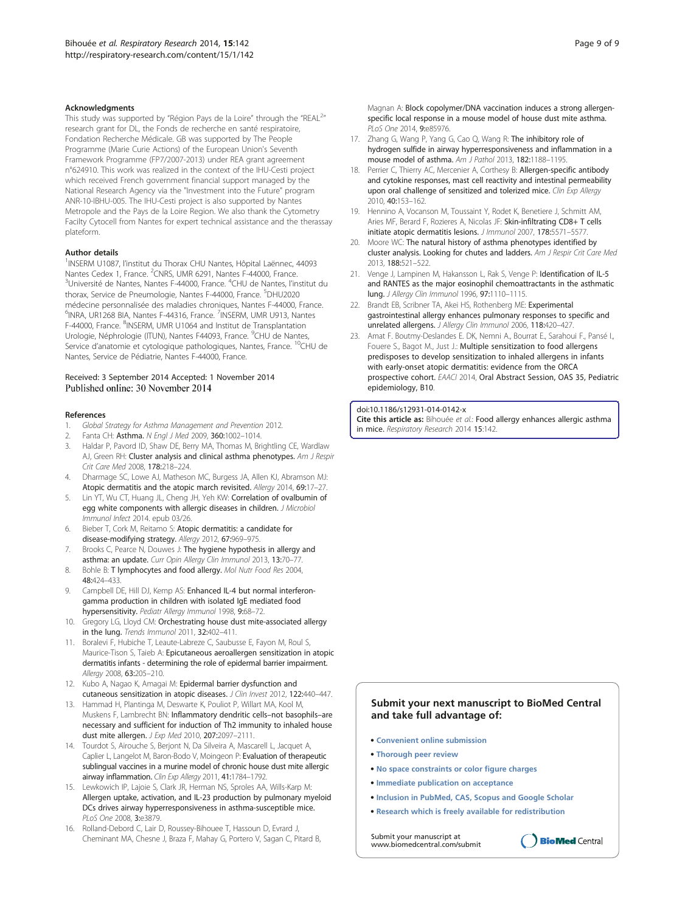### Acknowledgments

This study was supported by "Région Pays de la Loire" through the "REAL[2]" research grant for DL, the Fonds de recherche en santé respiratoire, Fondation Recherche Médicale. GB was supported by The People Programme (Marie Curie Actions) of the European Union's Seventh Framework Programme (FP7/2007-2013) under REA grant agreement n°624910. This work was realized in the context of the IHU-Cesti project which received French government financial support managed by the National Research Agency via the "Investment into the Future" program ANR-10-IBHU-005. The IHU-Cesti project is also supported by Nantes Metropole and the Pays de la Loire Region. We also thank the Cytometry Facilty Cytocell from Nantes for expert technical assistance and the therassay plateform.

### Author details

[1]INSERM U1087, l'institut du Thorax CHU Nantes, Hôpital Laënnec, 44093 Nantes Cedex 1, France. [2]CNRS, UMR 6291, Nantes F-44000, France. [3]Université de Nantes, Nantes F-44000, France. [4]CHU de Nantes, l'institut du thorax, Service de Pneumologie, Nantes F-44000, France. [5]DHU2020 médecine personnalisée des maladies chroniques, Nantes F-44000, France. [6]INRA, UR1268 BIA, Nantes F-44316, France. [7]INSERM, UMR U913, Nantes F-44000, France. [8]INSERM, UMR U1064 and Institut de Transplantation Urologie, Néphrologie (ITUN), Nantes F44093, France. [9]CHU de Nantes, Service d'anatomie et cytologique pathologiques, Nantes, France. [10]CHU de Nantes, Service de Pédiatrie, Nantes F-44000, France.

Received: 3 September 2014 Accepted: 1 November 2014
Published online: 30 November 2014

### References

1. *Global Strategy for Asthma Management and Prevention* 2012.
2. Fanta CH: **Asthma.** *N Engl J Med* 2009, **360:**1002–1014.
3. Haldar P, Pavord ID, Shaw DE, Berry MA, Thomas M, Brightling CE, Wardlaw AJ, Green RH: **Cluster analysis and clinical asthma phenotypes.** *Am J Respir Crit Care Med* 2008, **178:**218–224.
4. Dharmage SC, Lowe AJ, Matheson MC, Burgess JA, Allen KJ, Abramson MJ: **Atopic dermatitis and the atopic march revisited.** *Allergy* 2014, **69:**17–27.
5. Lin YT, Wu CT, Huang JL, Cheng JH, Yeh KW: **Correlation of ovalbumin of egg white components with allergic diseases in children.** *J Microbiol Immunol Infect* 2014. epub 03/26.
6. Bieber T, Cork M, Reitamo S: **Atopic dermatitis: a candidate for disease-modifying strategy.** *Allergy* 2012, **67:**969–975.
7. Brooks C, Pearce N, Douwes J: **The hygiene hypothesis in allergy and asthma: an update.** *Curr Opin Allergy Clin Immunol* 2013, **13:**70–77.
8. Bohle B: **T lymphocytes and food allergy.** *Mol Nutr Food Res* 2004, **48:**424–433.
9. Campbell DE, Hill DJ, Kemp AS: **Enhanced IL-4 but normal interferon-gamma production in children with isolated IgE mediated food hypersensitivity.** *Pediatr Allergy Immunol* 1998, **9:**68–72.
10. Gregory LG, Lloyd CM: **Orchestrating house dust mite-associated allergy in the lung.** *Trends Immunol* 2011, **32:**402–411.
11. Boralevi F, Hubiche T, Leaute-Labreze C, Saubusse E, Fayon M, Roul S, Maurice-Tison S, Taieb A: **Epicutaneous aeroallergen sensitization in atopic dermatitis infants - determining the role of epidermal barrier impairment.** *Allergy* 2008, **63:**205–210.
12. Kubo A, Nagao K, Amagai M: **Epidermal barrier dysfunction and cutaneous sensitization in atopic diseases.** *J Clin Invest* 2012, **122:**440–447.
13. Hammad H, Plantinga M, Deswarte K, Pouliot P, Willart MA, Kool M, Muskens F, Lambrecht BN: **Inflammatory dendritic cells–not basophils–are necessary and sufficient for induction of Th2 immunity to inhaled house dust mite allergen.** *J Exp Med* 2010, **207:**2097–2111.
14. Tourdot S, Airouche S, Berjont N, Da Silveira A, Mascarell L, Jacquet A, Caplier L, Langelot M, Baron-Bodo V, Moingeon P: **Evaluation of therapeutic sublingual vaccines in a murine model of chronic house dust mite allergic airway inflammation.** *Clin Exp Allergy* 2011, **41:**1784–1792.
15. Lewkowich IP, Lajoie S, Clark JR, Herman NS, Sproles AA, Wills-Karp M: **Allergen uptake, activation, and IL-23 production by pulmonary myeloid DCs drives airway hyperresponsiveness in asthma-susceptible mice.** *PLoS One* 2008, **3:**e3879.
16. Rolland-Debord C, Lair D, Roussey-Bihouee T, Hassoun D, Evrard J, Cheminant MA, Chesne J, Braza F, Mahay G, Portero V, Sagan C, Pitard B, Magnan A: **Block copolymer/DNA vaccination induces a strong allergen-specific local response in a mouse model of house dust mite asthma.** *PLoS One* 2014, **9:**e85976.
17. Zhang G, Wang P, Yang G, Cao Q, Wang R: **The inhibitory role of hydrogen sulfide in airway hyperresponsiveness and inflammation in a mouse model of asthma.** *Am J Pathol* 2013, **182:**1188–1195.
18. Perrier C, Thierry AC, Mercenier A, Corthesy B: **Allergen-specific antibody and cytokine responses, mast cell reactivity and intestinal permeability upon oral challenge of sensitized and tolerized mice.** *Clin Exp Allergy* 2010, **40:**153–162.
19. Hennino A, Vocanson M, Toussaint Y, Rodet K, Benetiere J, Schmitt AM, Aries MF, Berard F, Rozieres A, Nicolas JF: **Skin-infiltrating CD8+ T cells initiate atopic dermatitis lesions.** *J Immunol* 2007, **178:**5571–5577.
20. Moore WC: **The natural history of asthma phenotypes identified by cluster analysis. Looking for chutes and ladders.** *Am J Respir Crit Care Med* 2013, **188:**521–522.
21. Venge J, Lampinen M, Hakansson L, Rak S, Venge P: **Identification of IL-5 and RANTES as the major eosinophil chemoattractants in the asthmatic lung.** *J Allergy Clin Immunol* 1996, **97:**1110–1115.
22. Brandt EB, Scribner TA, Akei HS, Rothenberg ME: **Experimental gastrointestinal allergy enhances pulmonary responses to specific and unrelated allergens.** *J Allergy Clin Immunol* 2006, **118:**420–427.
23. Amat F. Boutmy-Deslandes E. DK, Nemni A., Bourrat E., Sarahoui F., Pansé I., Fouere S., Bagot M., Just J.: **Multiple sensitization to food allergens predisposes to develop sensitization to inhaled allergens in infants with early-onset atopic dermatitis: evidence from the ORCA prospective cohort.** *EAACI* 2014, Oral Abstract Session, OAS 35, Pediatric epidemiology, B10.

doi:10.1186/s12931-014-0142-x
**Cite this article as:** Bihouée *et al.*: Food allergy enhances allergic asthma in mice. *Respiratory Research* 2014 **15**:142.

**Submit your next manuscript to BioMed Central and take full advantage of:**

- **Convenient online submission**
- **Thorough peer review**
- **No space constraints or color figure charges**
- **Immediate publication on acceptance**
- **Inclusion in PubMed, CAS, Scopus and Google Scholar**
- **Research which is freely available for redistribution**

Submit your manuscript at
www.biomedcentral.com/submit

BioMed Central